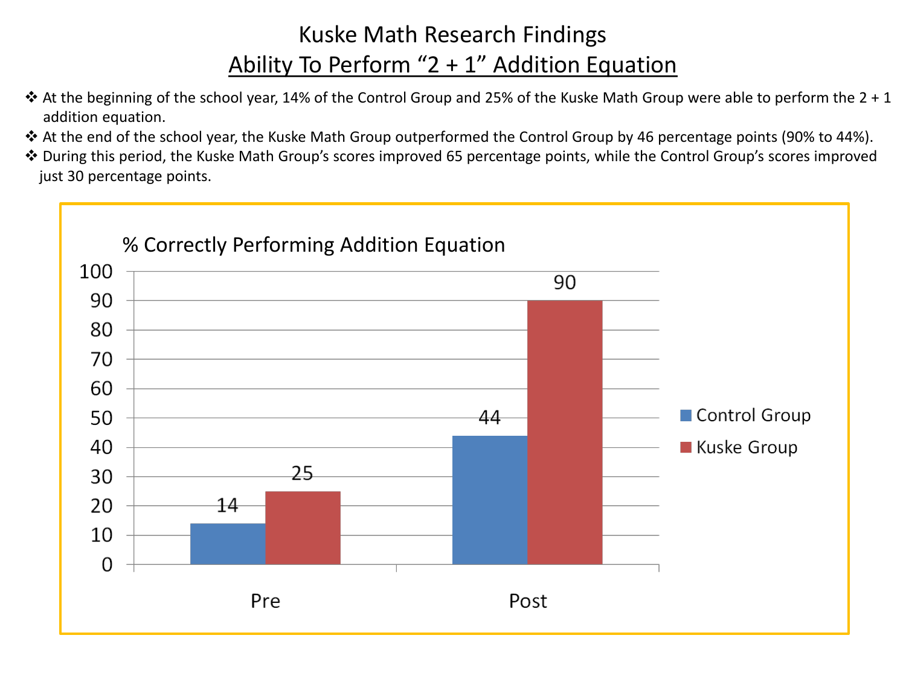# Kuske Math Research Findings

## Ability To Perform "2 + 1" Addition Equation

- At the beginning of the school year, 14% of the Control Group and 25% of the Kuske Math Group were able to perform the 2 + 1 addition equation.
- At the end of the school year, the Kuske Math Group outperformed the Control Group by 46 percentage points (90% to 44%).
- During this period, the Kuske Math Group's scores improved 65 percentage points, while the Control Group's scores improved just 30 percentage points.

**% Correctly Performing Addition Equation**

| | Control Group | Kuske Group |
|---|---|---|
| Pre | 14 | 25 |
| Post | 44 | 90 |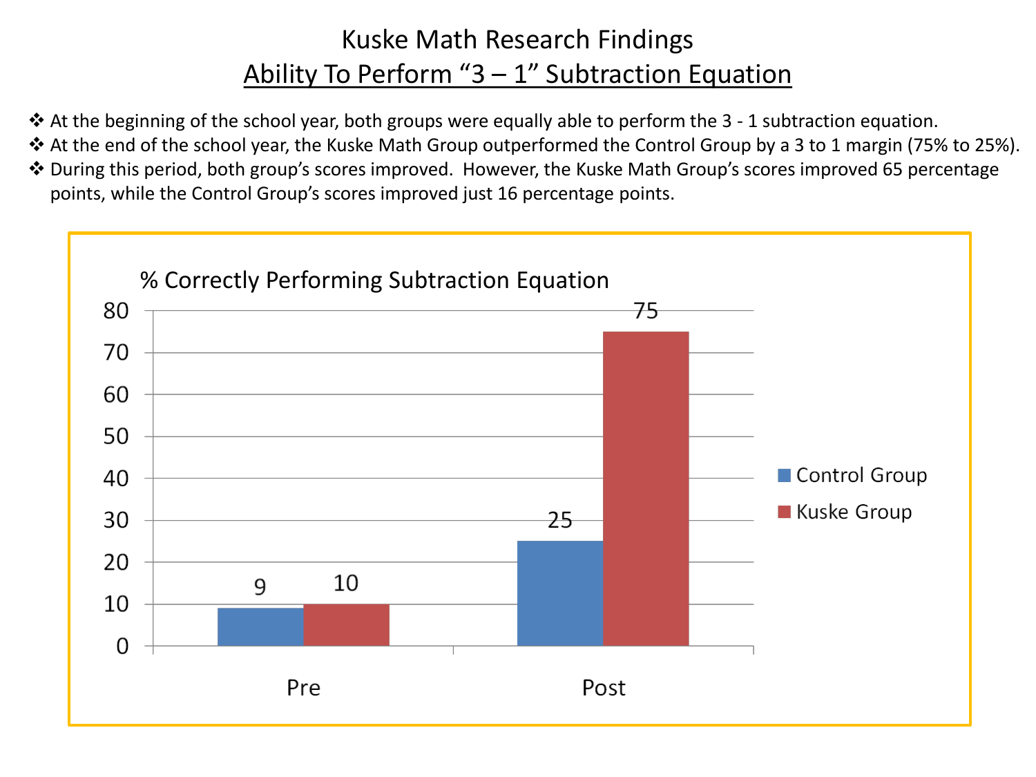# Kuske Math Research Findings

## Ability To Perform "3 – 1" Subtraction Equation

- At the beginning of the school year, both groups were equally able to perform the 3 - 1 subtraction equation.
- At the end of the school year, the Kuske Math Group outperformed the Control Group by a 3 to 1 margin (75% to 25%).
- During this period, both group's scores improved. However, the Kuske Math Group's scores improved 65 percentage points, while the Control Group's scores improved just 16 percentage points.

% Correctly Performing Subtraction Equation

| | Control Group | Kuske Group |
|---|---|---|
| Pre | 9 | 10 |
| Post | 25 | 75 |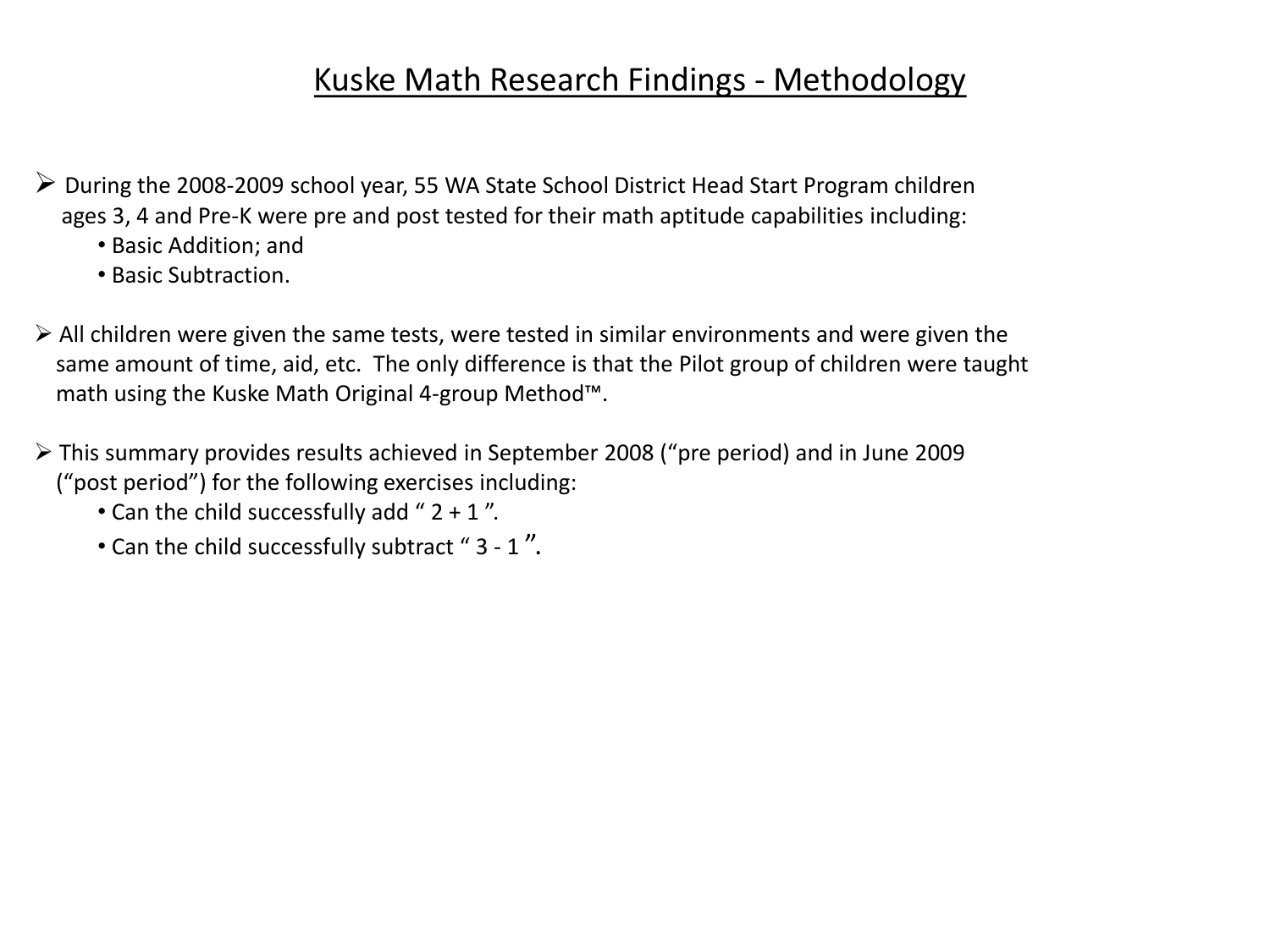# Kuske Math Research Findings - Methodology

- During the 2008-2009 school year, 55 WA State School District Head Start Program children ages 3, 4 and Pre-K were pre and post tested for their math aptitude capabilities including:
  - Basic Addition; and
  - Basic Subtraction.

- All children were given the same tests, were tested in similar environments and were given the same amount of time, aid, etc. The only difference is that the Pilot group of children were taught math using the Kuske Math Original 4-group Method™.

- This summary provides results achieved in September 2008 ("pre period) and in June 2009 ("post period") for the following exercises including:
  - Can the child successfully add " 2 + 1 ".
  - Can the child successfully subtract " 3 - 1 ".